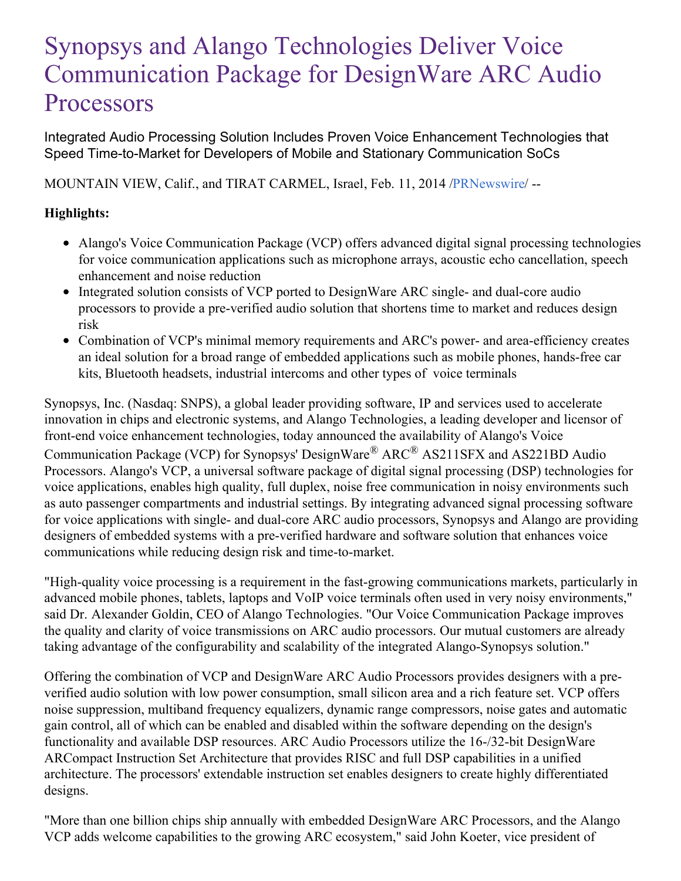# Synopsys and Alango Technologies Deliver Voice Communication Package for DesignWare ARC Audio Processors

Integrated Audio Processing Solution Includes Proven Voice Enhancement Technologies that Speed Time-to-Market for Developers of Mobile and Stationary Communication SoCs

MOUNTAIN VIEW, Calif., and TIRAT CARMEL, Israel, Feb. 11, 2014 /PRNewswire/ --

**Highlights:**

- Alango's Voice Communication Package (VCP) offers advanced digital signal processing technologies for voice communication applications such as microphone arrays, acoustic echo cancellation, speech enhancement and noise reduction
- Integrated solution consists of VCP ported to DesignWare ARC single- and dual-core audio processors to provide a pre-verified audio solution that shortens time to market and reduces design risk
- Combination of VCP's minimal memory requirements and ARC's power- and area-efficiency creates an ideal solution for a broad range of embedded applications such as mobile phones, hands-free car kits, Bluetooth headsets, industrial intercoms and other types of voice terminals

Synopsys, Inc. (Nasdaq: SNPS), a global leader providing software, IP and services used to accelerate innovation in chips and electronic systems, and Alango Technologies, a leading developer and licensor of front-end voice enhancement technologies, today announced the availability of Alango's Voice Communication Package (VCP) for Synopsys' DesignWare® ARC® AS211SFX and AS221BD Audio Processors. Alango's VCP, a universal software package of digital signal processing (DSP) technologies for voice applications, enables high quality, full duplex, noise free communication in noisy environments such as auto passenger compartments and industrial settings. By integrating advanced signal processing software for voice applications with single- and dual-core ARC audio processors, Synopsys and Alango are providing designers of embedded systems with a pre-verified hardware and software solution that enhances voice communications while reducing design risk and time-to-market.

"High-quality voice processing is a requirement in the fast-growing communications markets, particularly in advanced mobile phones, tablets, laptops and VoIP voice terminals often used in very noisy environments," said Dr. Alexander Goldin, CEO of Alango Technologies. "Our Voice Communication Package improves the quality and clarity of voice transmissions on ARC audio processors. Our mutual customers are already taking advantage of the configurability and scalability of the integrated Alango-Synopsys solution."

Offering the combination of VCP and DesignWare ARC Audio Processors provides designers with a pre-verified audio solution with low power consumption, small silicon area and a rich feature set. VCP offers noise suppression, multiband frequency equalizers, dynamic range compressors, noise gates and automatic gain control, all of which can be enabled and disabled within the software depending on the design's functionality and available DSP resources. ARC Audio Processors utilize the 16-/32-bit DesignWare ARCompact Instruction Set Architecture that provides RISC and full DSP capabilities in a unified architecture. The processors' extendable instruction set enables designers to create highly differentiated designs.

"More than one billion chips ship annually with embedded DesignWare ARC Processors, and the Alango VCP adds welcome capabilities to the growing ARC ecosystem," said John Koeter, vice president of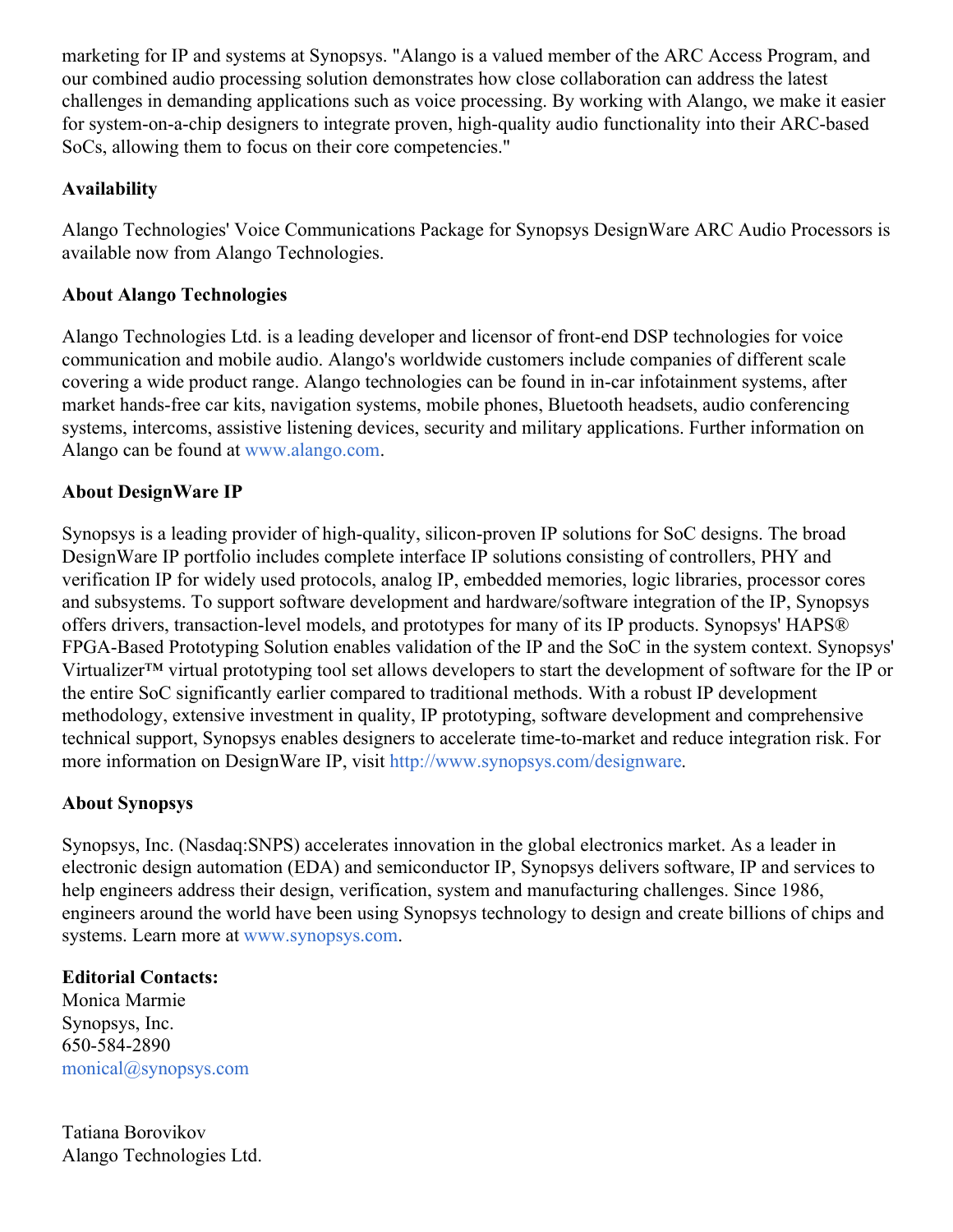marketing for IP and systems at Synopsys. "Alango is a valued member of the ARC Access Program, and our combined audio processing solution demonstrates how close collaboration can address the latest challenges in demanding applications such as voice processing. By working with Alango, we make it easier for system-on-a-chip designers to integrate proven, high-quality audio functionality into their ARC-based SoCs, allowing them to focus on their core competencies."

**Availability**

Alango Technologies' Voice Communications Package for Synopsys DesignWare ARC Audio Processors is available now from Alango Technologies.

**About Alango Technologies**

Alango Technologies Ltd. is a leading developer and licensor of front-end DSP technologies for voice communication and mobile audio. Alango's worldwide customers include companies of different scale covering a wide product range. Alango technologies can be found in in-car infotainment systems, after market hands-free car kits, navigation systems, mobile phones, Bluetooth headsets, audio conferencing systems, intercoms, assistive listening devices, security and military applications. Further information on Alango can be found at www.alango.com.

**About DesignWare IP**

Synopsys is a leading provider of high-quality, silicon-proven IP solutions for SoC designs. The broad DesignWare IP portfolio includes complete interface IP solutions consisting of controllers, PHY and verification IP for widely used protocols, analog IP, embedded memories, logic libraries, processor cores and subsystems. To support software development and hardware/software integration of the IP, Synopsys offers drivers, transaction-level models, and prototypes for many of its IP products. Synopsys' HAPS® FPGA-Based Prototyping Solution enables validation of the IP and the SoC in the system context. Synopsys' Virtualizer™ virtual prototyping tool set allows developers to start the development of software for the IP or the entire SoC significantly earlier compared to traditional methods. With a robust IP development methodology, extensive investment in quality, IP prototyping, software development and comprehensive technical support, Synopsys enables designers to accelerate time-to-market and reduce integration risk. For more information on DesignWare IP, visit http://www.synopsys.com/designware.

**About Synopsys**

Synopsys, Inc. (Nasdaq:SNPS) accelerates innovation in the global electronics market. As a leader in electronic design automation (EDA) and semiconductor IP, Synopsys delivers software, IP and services to help engineers address their design, verification, system and manufacturing challenges. Since 1986, engineers around the world have been using Synopsys technology to design and create billions of chips and systems. Learn more at www.synopsys.com.

**Editorial Contacts:**
Monica Marmie
Synopsys, Inc.
650-584-2890
monical@synopsys.com

Tatiana Borovikov
Alango Technologies Ltd.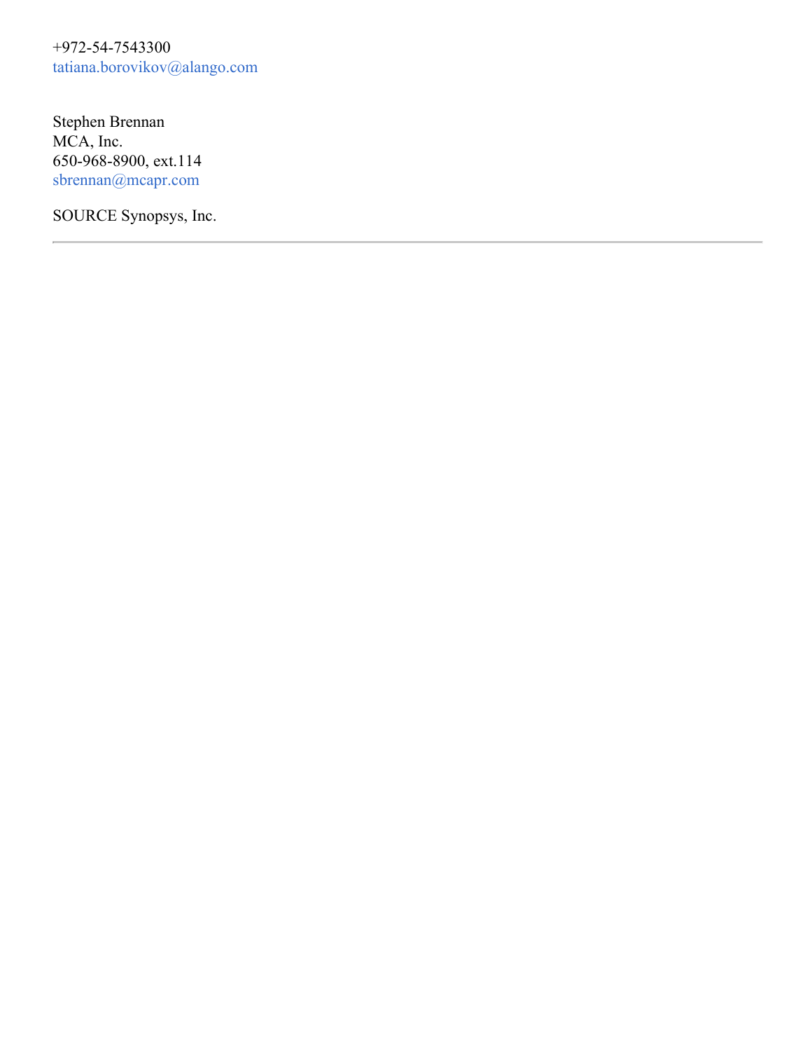+972-54-7543300
tatiana.borovikov@alango.com

Stephen Brennan
MCA, Inc.
650-968-8900, ext.114
sbrennan@mcapr.com

SOURCE Synopsys, Inc.

---